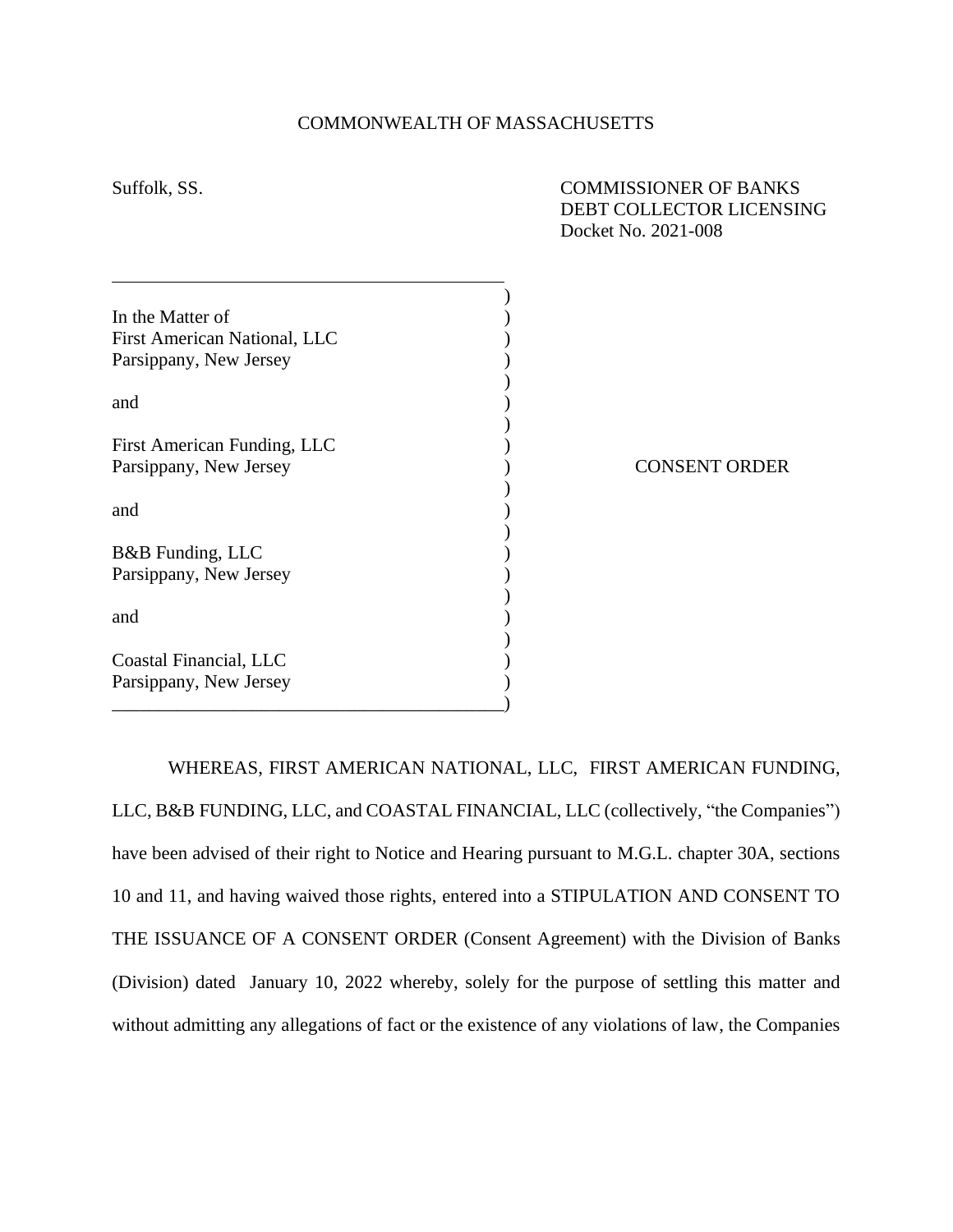COMMONWEALTH OF MASSACHUSETTS

Suffolk, SS.

COMMISSIONER OF BANKS
DEBT COLLECTOR LICENSING
Docket No. 2021-008

In the Matter of
First American National, LLC
Parsippany, New Jersey

and

First American Funding, LLC
Parsippany, New Jersey

and

B&B Funding, LLC
Parsippany, New Jersey

and

Coastal Financial, LLC
Parsippany, New Jersey

CONSENT ORDER

WHEREAS, FIRST AMERICAN NATIONAL, LLC, FIRST AMERICAN FUNDING, LLC, B&B FUNDING, LLC, and COASTAL FINANCIAL, LLC (collectively, "the Companies") have been advised of their right to Notice and Hearing pursuant to M.G.L. chapter 30A, sections 10 and 11, and having waived those rights, entered into a STIPULATION AND CONSENT TO THE ISSUANCE OF A CONSENT ORDER (Consent Agreement) with the Division of Banks (Division) dated January 10, 2022 whereby, solely for the purpose of settling this matter and without admitting any allegations of fact or the existence of any violations of law, the Companies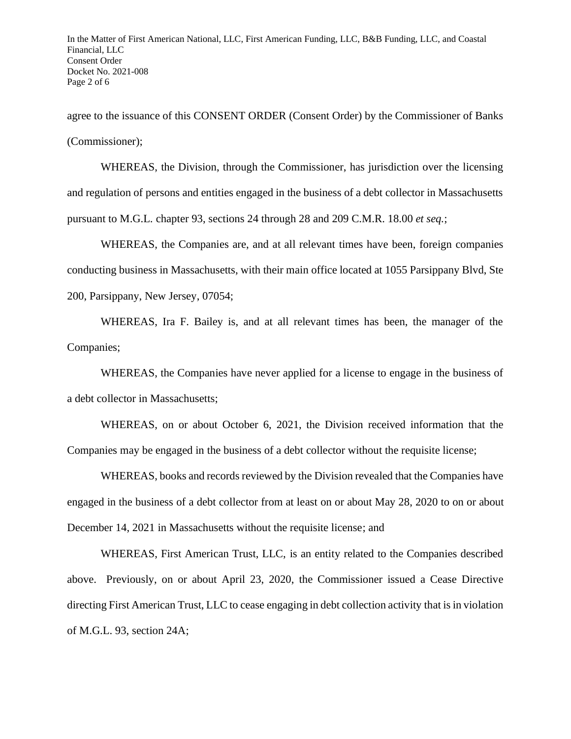agree to the issuance of this CONSENT ORDER (Consent Order) by the Commissioner of Banks (Commissioner);

WHEREAS, the Division, through the Commissioner, has jurisdiction over the licensing and regulation of persons and entities engaged in the business of a debt collector in Massachusetts pursuant to M.G.L. chapter 93, sections 24 through 28 and 209 C.M.R. 18.00 *et seq.*;

WHEREAS, the Companies are, and at all relevant times have been, foreign companies conducting business in Massachusetts, with their main office located at 1055 Parsippany Blvd, Ste 200, Parsippany, New Jersey, 07054;

WHEREAS, Ira F. Bailey is, and at all relevant times has been, the manager of the Companies;

WHEREAS, the Companies have never applied for a license to engage in the business of a debt collector in Massachusetts;

WHEREAS, on or about October 6, 2021, the Division received information that the Companies may be engaged in the business of a debt collector without the requisite license;

WHEREAS, books and records reviewed by the Division revealed that the Companies have engaged in the business of a debt collector from at least on or about May 28, 2020 to on or about December 14, 2021 in Massachusetts without the requisite license; and

WHEREAS, First American Trust, LLC, is an entity related to the Companies described above. Previously, on or about April 23, 2020, the Commissioner issued a Cease Directive directing First American Trust, LLC to cease engaging in debt collection activity that is in violation of M.G.L. 93, section 24A;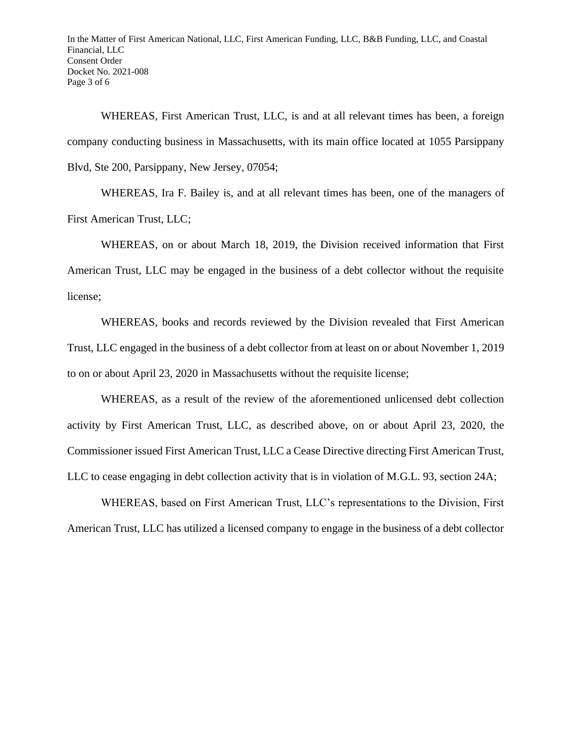WHEREAS, First American Trust, LLC, is and at all relevant times has been, a foreign company conducting business in Massachusetts, with its main office located at 1055 Parsippany Blvd, Ste 200, Parsippany, New Jersey, 07054;

WHEREAS, Ira F. Bailey is, and at all relevant times has been, one of the managers of First American Trust, LLC;

WHEREAS, on or about March 18, 2019, the Division received information that First American Trust, LLC may be engaged in the business of a debt collector without the requisite license;

WHEREAS, books and records reviewed by the Division revealed that First American Trust, LLC engaged in the business of a debt collector from at least on or about November 1, 2019 to on or about April 23, 2020 in Massachusetts without the requisite license;

WHEREAS, as a result of the review of the aforementioned unlicensed debt collection activity by First American Trust, LLC, as described above, on or about April 23, 2020, the Commissioner issued First American Trust, LLC a Cease Directive directing First American Trust, LLC to cease engaging in debt collection activity that is in violation of M.G.L. 93, section 24A;

WHEREAS, based on First American Trust, LLC's representations to the Division, First American Trust, LLC has utilized a licensed company to engage in the business of a debt collector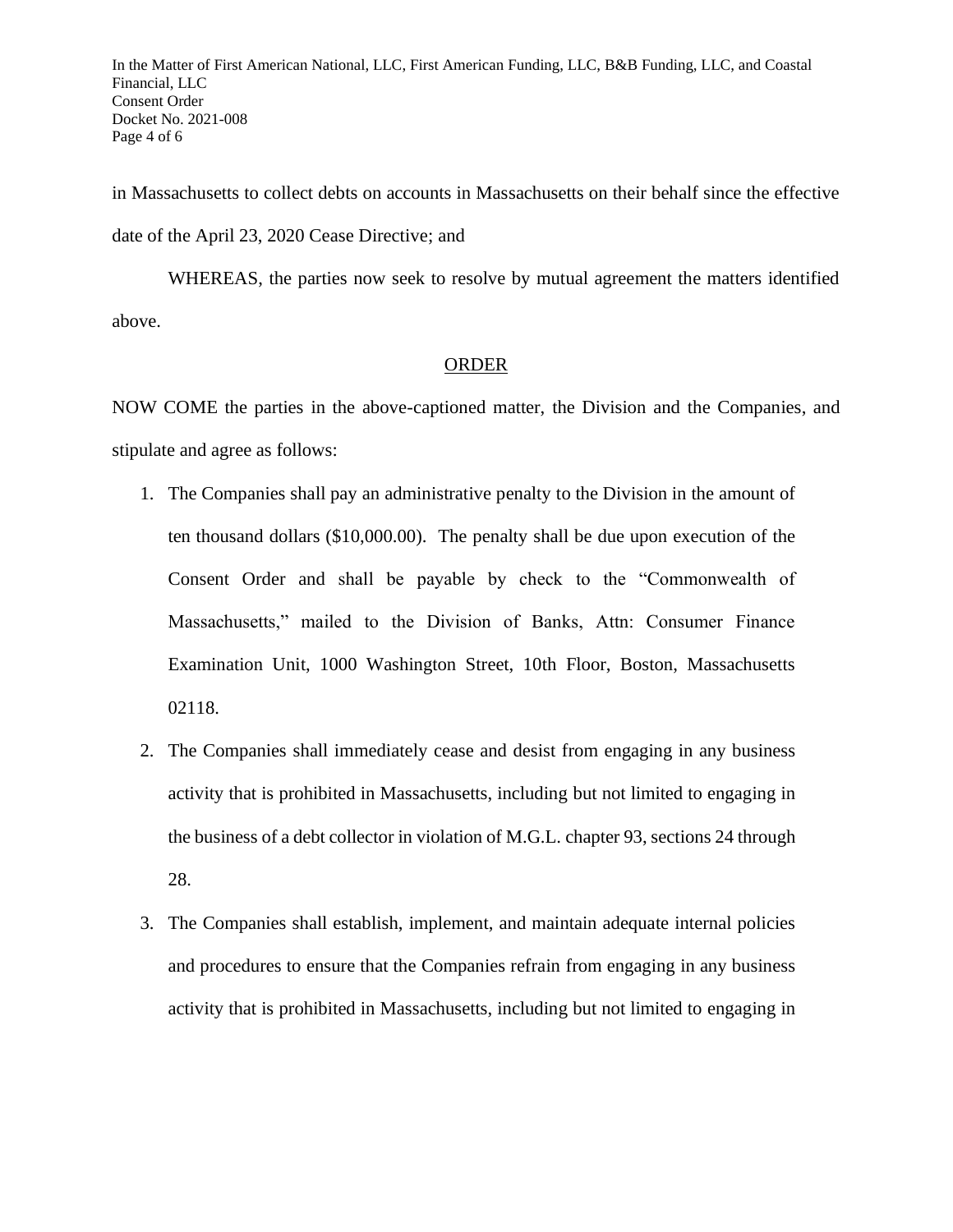in Massachusetts to collect debts on accounts in Massachusetts on their behalf since the effective date of the April 23, 2020 Cease Directive; and

WHEREAS, the parties now seek to resolve by mutual agreement the matters identified above.

## ORDER

NOW COME the parties in the above-captioned matter, the Division and the Companies, and stipulate and agree as follows:

1. The Companies shall pay an administrative penalty to the Division in the amount of ten thousand dollars ($10,000.00). The penalty shall be due upon execution of the Consent Order and shall be payable by check to the "Commonwealth of Massachusetts," mailed to the Division of Banks, Attn: Consumer Finance Examination Unit, 1000 Washington Street, 10th Floor, Boston, Massachusetts 02118.
2. The Companies shall immediately cease and desist from engaging in any business activity that is prohibited in Massachusetts, including but not limited to engaging in the business of a debt collector in violation of M.G.L. chapter 93, sections 24 through 28.
3. The Companies shall establish, implement, and maintain adequate internal policies and procedures to ensure that the Companies refrain from engaging in any business activity that is prohibited in Massachusetts, including but not limited to engaging in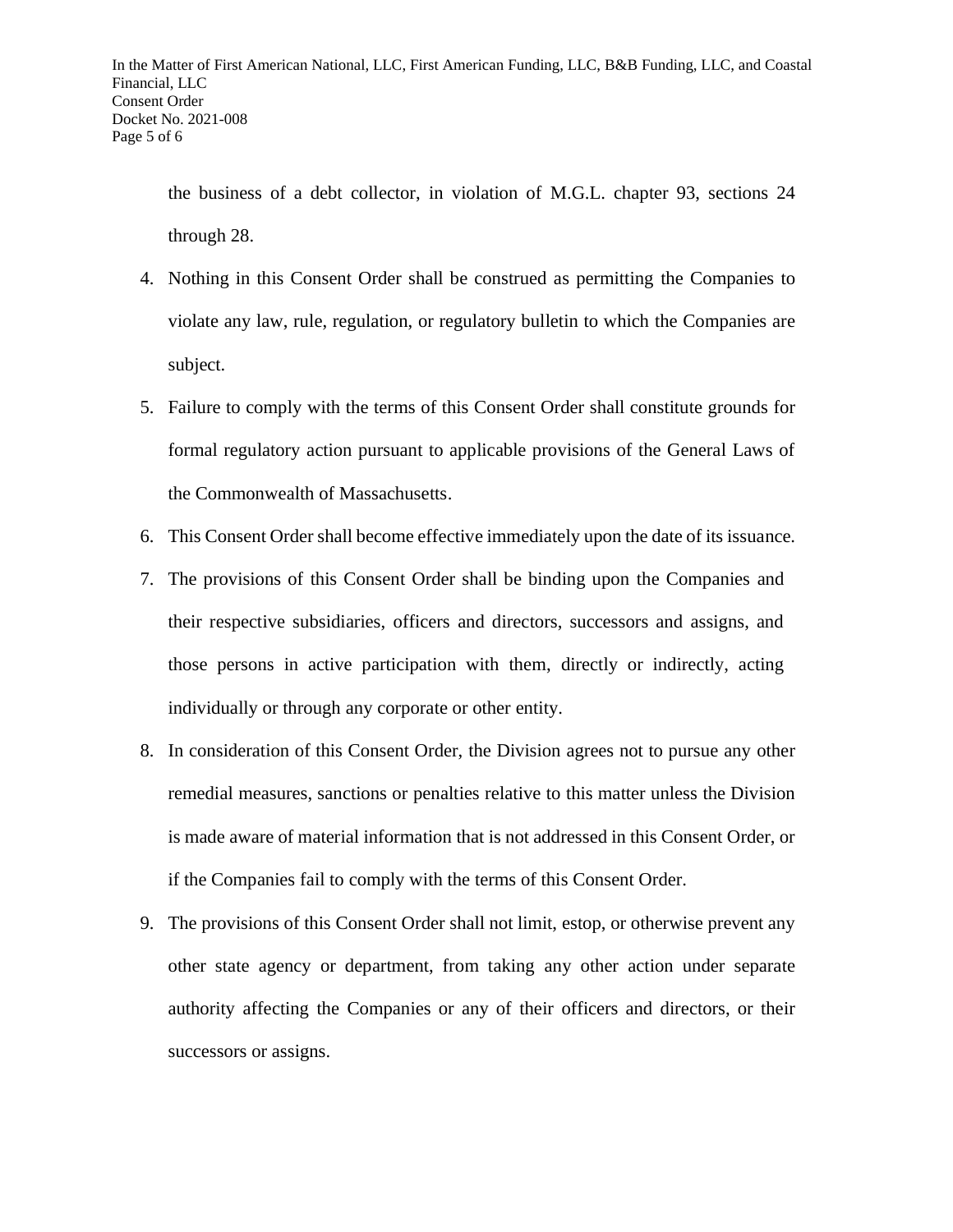the business of a debt collector, in violation of M.G.L. chapter 93, sections 24 through 28.

4. Nothing in this Consent Order shall be construed as permitting the Companies to violate any law, rule, regulation, or regulatory bulletin to which the Companies are subject.
5. Failure to comply with the terms of this Consent Order shall constitute grounds for formal regulatory action pursuant to applicable provisions of the General Laws of the Commonwealth of Massachusetts.
6. This Consent Order shall become effective immediately upon the date of its issuance.
7. The provisions of this Consent Order shall be binding upon the Companies and their respective subsidiaries, officers and directors, successors and assigns, and those persons in active participation with them, directly or indirectly, acting individually or through any corporate or other entity.
8. In consideration of this Consent Order, the Division agrees not to pursue any other remedial measures, sanctions or penalties relative to this matter unless the Division is made aware of material information that is not addressed in this Consent Order, or if the Companies fail to comply with the terms of this Consent Order.
9. The provisions of this Consent Order shall not limit, estop, or otherwise prevent any other state agency or department, from taking any other action under separate authority affecting the Companies or any of their officers and directors, or their successors or assigns.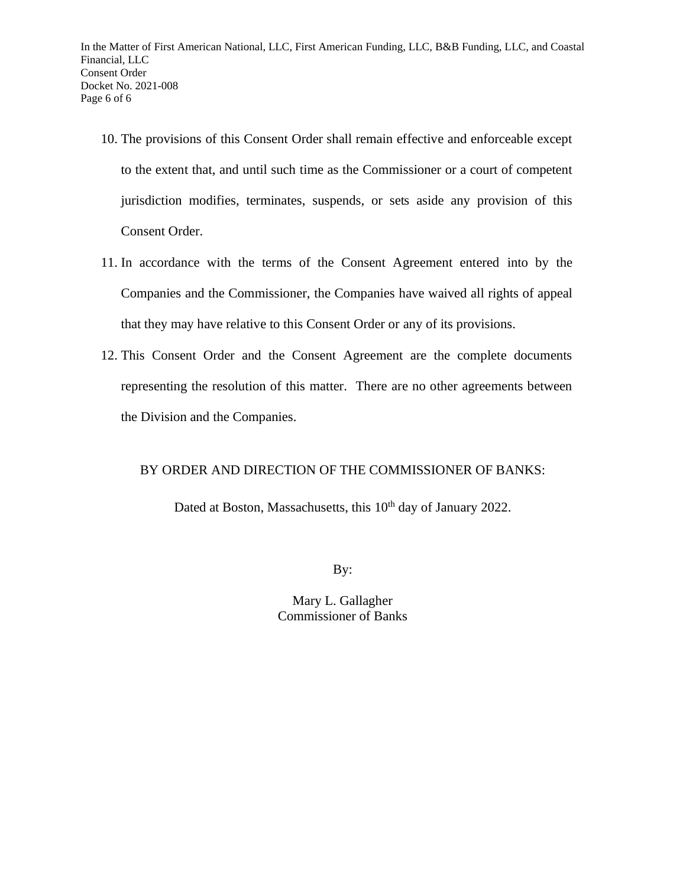10. The provisions of this Consent Order shall remain effective and enforceable except to the extent that, and until such time as the Commissioner or a court of competent jurisdiction modifies, terminates, suspends, or sets aside any provision of this Consent Order.

11. In accordance with the terms of the Consent Agreement entered into by the Companies and the Commissioner, the Companies have waived all rights of appeal that they may have relative to this Consent Order or any of its provisions.

12. This Consent Order and the Consent Agreement are the complete documents representing the resolution of this matter. There are no other agreements between the Division and the Companies.

BY ORDER AND DIRECTION OF THE COMMISSIONER OF BANKS:

Dated at Boston, Massachusetts, this 10th day of January 2022.

By:

Mary L. Gallagher
Commissioner of Banks